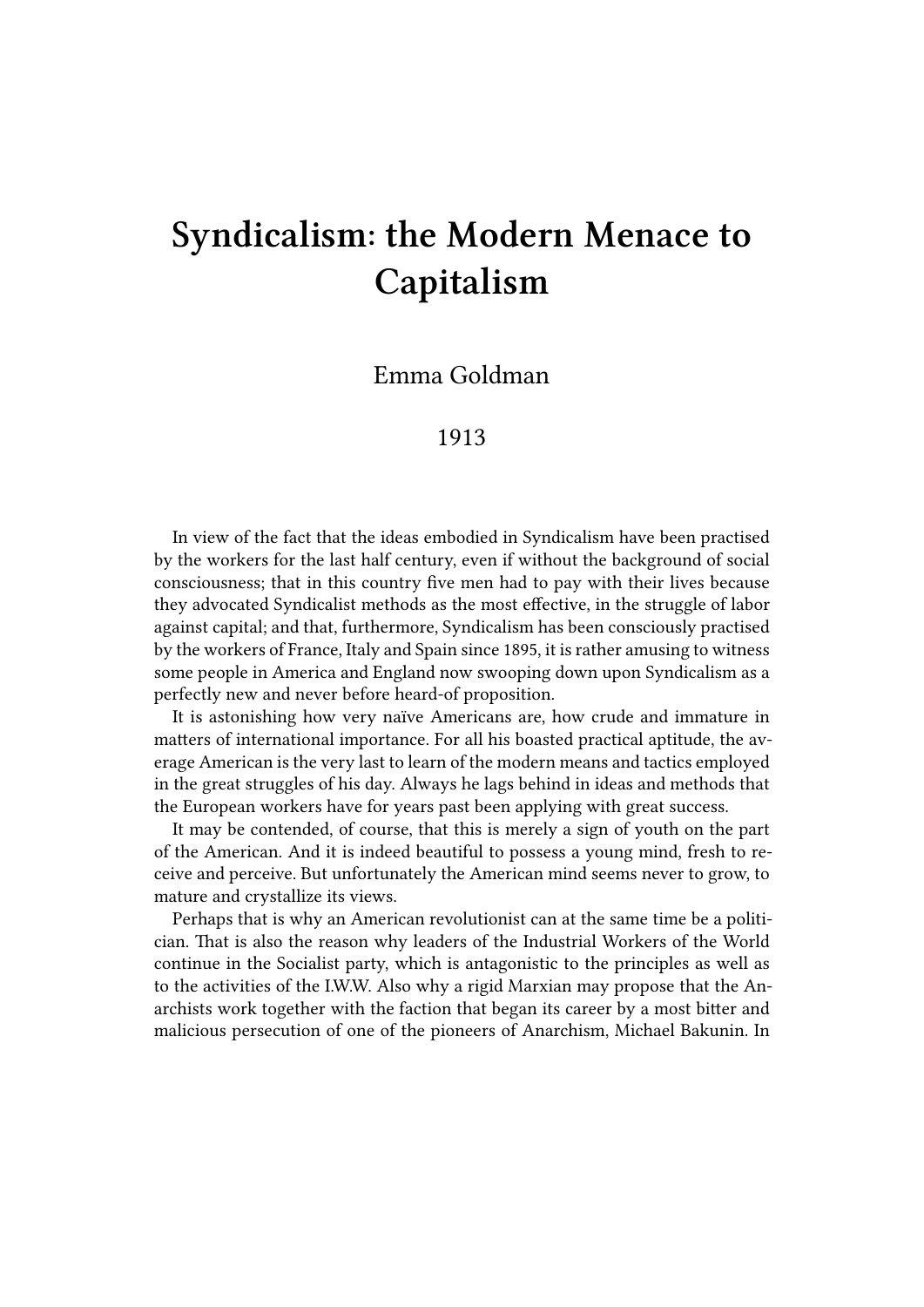# Syndicalism: the Modern Menace to Capitalism

Emma Goldman

1913

In view of the fact that the ideas embodied in Syndicalism have been practised by the workers for the last half century, even if without the background of social consciousness; that in this country five men had to pay with their lives because they advocated Syndicalist methods as the most effective, in the struggle of labor against capital; and that, furthermore, Syndicalism has been consciously practised by the workers of France, Italy and Spain since 1895, it is rather amusing to witness some people in America and England now swooping down upon Syndicalism as a perfectly new and never before heard-of proposition.

It is astonishing how very naïve Americans are, how crude and immature in matters of international importance. For all his boasted practical aptitude, the average American is the very last to learn of the modern means and tactics employed in the great struggles of his day. Always he lags behind in ideas and methods that the European workers have for years past been applying with great success.

It may be contended, of course, that this is merely a sign of youth on the part of the American. And it is indeed beautiful to possess a young mind, fresh to receive and perceive. But unfortunately the American mind seems never to grow, to mature and crystallize its views.

Perhaps that is why an American revolutionist can at the same time be a politician. That is also the reason why leaders of the Industrial Workers of the World continue in the Socialist party, which is antagonistic to the principles as well as to the activities of the I.W.W. Also why a rigid Marxian may propose that the Anarchists work together with the faction that began its career by a most bitter and malicious persecution of one of the pioneers of Anarchism, Michael Bakunin. In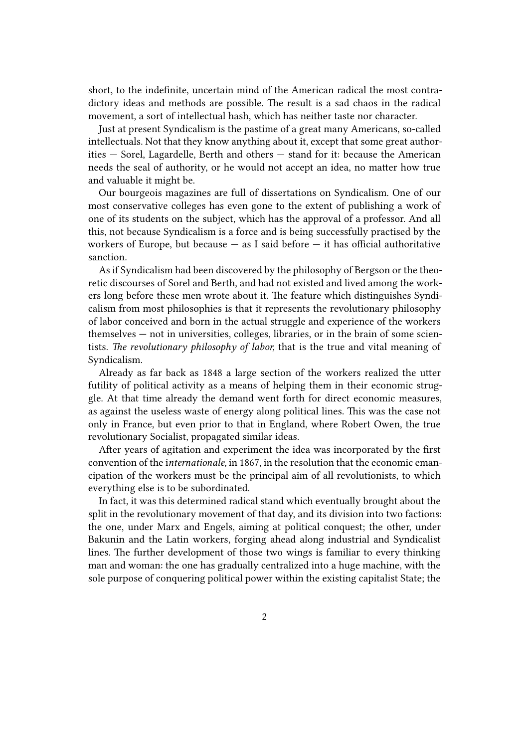short, to the indefinite, uncertain mind of the American radical the most contradictory ideas and methods are possible. The result is a sad chaos in the radical movement, a sort of intellectual hash, which has neither taste nor character.

Just at present Syndicalism is the pastime of a great many Americans, so-called intellectuals. Not that they know anything about it, except that some great authorities — Sorel, Lagardelle, Berth and others — stand for it: because the American needs the seal of authority, or he would not accept an idea, no matter how true and valuable it might be.

Our bourgeois magazines are full of dissertations on Syndicalism. One of our most conservative colleges has even gone to the extent of publishing a work of one of its students on the subject, which has the approval of a professor. And all this, not because Syndicalism is a force and is being successfully practised by the workers of Europe, but because — as I said before — it has official authoritative sanction.

As if Syndicalism had been discovered by the philosophy of Bergson or the theoretic discourses of Sorel and Berth, and had not existed and lived among the workers long before these men wrote about it. The feature which distinguishes Syndicalism from most philosophies is that it represents the revolutionary philosophy of labor conceived and born in the actual struggle and experience of the workers themselves — not in universities, colleges, libraries, or in the brain of some scientists. *The revolutionary philosophy of labor,* that is the true and vital meaning of Syndicalism.

Already as far back as 1848 a large section of the workers realized the utter futility of political activity as a means of helping them in their economic struggle. At that time already the demand went forth for direct economic measures, as against the useless waste of energy along political lines. This was the case not only in France, but even prior to that in England, where Robert Owen, the true revolutionary Socialist, propagated similar ideas.

After years of agitation and experiment the idea was incorporated by the first convention of the i*nternationale,* in 1867, in the resolution that the economic emancipation of the workers must be the principal aim of all revolutionists, to which everything else is to be subordinated.

In fact, it was this determined radical stand which eventually brought about the split in the revolutionary movement of that day, and its division into two factions: the one, under Marx and Engels, aiming at political conquest; the other, under Bakunin and the Latin workers, forging ahead along industrial and Syndicalist lines. The further development of those two wings is familiar to every thinking man and woman: the one has gradually centralized into a huge machine, with the sole purpose of conquering political power within the existing capitalist State; the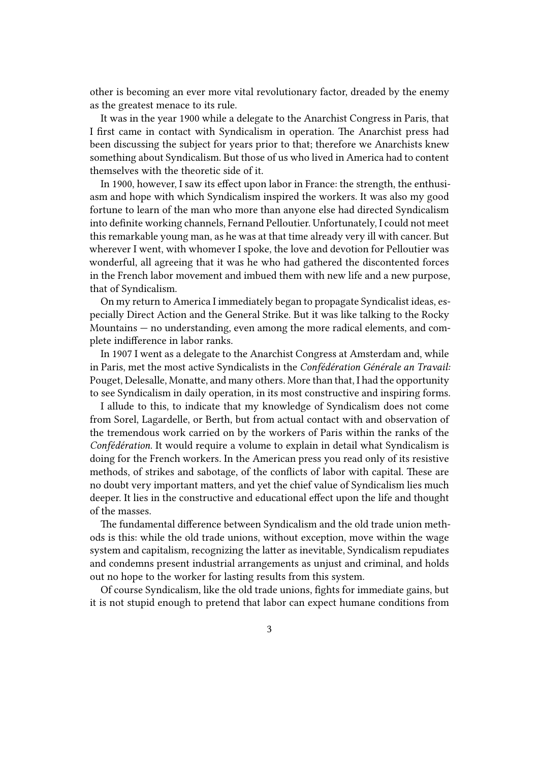other is becoming an ever more vital revolutionary factor, dreaded by the enemy as the greatest menace to its rule.

It was in the year 1900 while a delegate to the Anarchist Congress in Paris, that I first came in contact with Syndicalism in operation. The Anarchist press had been discussing the subject for years prior to that; therefore we Anarchists knew something about Syndicalism. But those of us who lived in America had to content themselves with the theoretic side of it.

In 1900, however, I saw its effect upon labor in France: the strength, the enthusiasm and hope with which Syndicalism inspired the workers. It was also my good fortune to learn of the man who more than anyone else had directed Syndicalism into definite working channels, Fernand Pelloutier. Unfortunately, I could not meet this remarkable young man, as he was at that time already very ill with cancer. But wherever I went, with whomever I spoke, the love and devotion for Pelloutier was wonderful, all agreeing that it was he who had gathered the discontented forces in the French labor movement and imbued them with new life and a new purpose, that of Syndicalism.

On my return to America I immediately began to propagate Syndicalist ideas, especially Direct Action and the General Strike. But it was like talking to the Rocky Mountains — no understanding, even among the more radical elements, and complete indifference in labor ranks.

In 1907 I went as a delegate to the Anarchist Congress at Amsterdam and, while in Paris, met the most active Syndicalists in the *Confédération Générale an Travail:* Pouget, Delesalle, Monatte, and many others. More than that, I had the opportunity to see Syndicalism in daily operation, in its most constructive and inspiring forms.

I allude to this, to indicate that my knowledge of Syndicalism does not come from Sorel, Lagardelle, or Berth, but from actual contact with and observation of the tremendous work carried on by the workers of Paris within the ranks of the *Confédération.* It would require a volume to explain in detail what Syndicalism is doing for the French workers. In the American press you read only of its resistive methods, of strikes and sabotage, of the conflicts of labor with capital. These are no doubt very important matters, and yet the chief value of Syndicalism lies much deeper. It lies in the constructive and educational effect upon the life and thought of the masses.

The fundamental difference between Syndicalism and the old trade union methods is this: while the old trade unions, without exception, move within the wage system and capitalism, recognizing the latter as inevitable, Syndicalism repudiates and condemns present industrial arrangements as unjust and criminal, and holds out no hope to the worker for lasting results from this system.

Of course Syndicalism, like the old trade unions, fights for immediate gains, but it is not stupid enough to pretend that labor can expect humane conditions from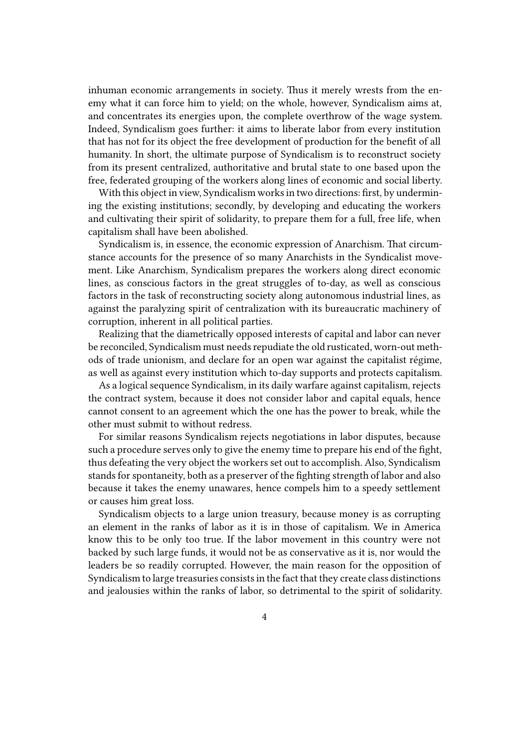inhuman economic arrangements in society. Thus it merely wrests from the enemy what it can force him to yield; on the whole, however, Syndicalism aims at, and concentrates its energies upon, the complete overthrow of the wage system. Indeed, Syndicalism goes further: it aims to liberate labor from every institution that has not for its object the free development of production for the benefit of all humanity. In short, the ultimate purpose of Syndicalism is to reconstruct society from its present centralized, authoritative and brutal state to one based upon the free, federated grouping of the workers along lines of economic and social liberty.

With this object in view, Syndicalism works in two directions: first, by undermining the existing institutions; secondly, by developing and educating the workers and cultivating their spirit of solidarity, to prepare them for a full, free life, when capitalism shall have been abolished.

Syndicalism is, in essence, the economic expression of Anarchism. That circumstance accounts for the presence of so many Anarchists in the Syndicalist movement. Like Anarchism, Syndicalism prepares the workers along direct economic lines, as conscious factors in the great struggles of to-day, as well as conscious factors in the task of reconstructing society along autonomous industrial lines, as against the paralyzing spirit of centralization with its bureaucratic machinery of corruption, inherent in all political parties.

Realizing that the diametrically opposed interests of capital and labor can never be reconciled, Syndicalism must needs repudiate the old rusticated, worn-out methods of trade unionism, and declare for an open war against the capitalist régime, as well as against every institution which to-day supports and protects capitalism.

As a logical sequence Syndicalism, in its daily warfare against capitalism, rejects the contract system, because it does not consider labor and capital equals, hence cannot consent to an agreement which the one has the power to break, while the other must submit to without redress.

For similar reasons Syndicalism rejects negotiations in labor disputes, because such a procedure serves only to give the enemy time to prepare his end of the fight, thus defeating the very object the workers set out to accomplish. Also, Syndicalism stands for spontaneity, both as a preserver of the fighting strength of labor and also because it takes the enemy unawares, hence compels him to a speedy settlement or causes him great loss.

Syndicalism objects to a large union treasury, because money is as corrupting an element in the ranks of labor as it is in those of capitalism. We in America know this to be only too true. If the labor movement in this country were not backed by such large funds, it would not be as conservative as it is, nor would the leaders be so readily corrupted. However, the main reason for the opposition of Syndicalism to large treasuries consists in the fact that they create class distinctions and jealousies within the ranks of labor, so detrimental to the spirit of solidarity.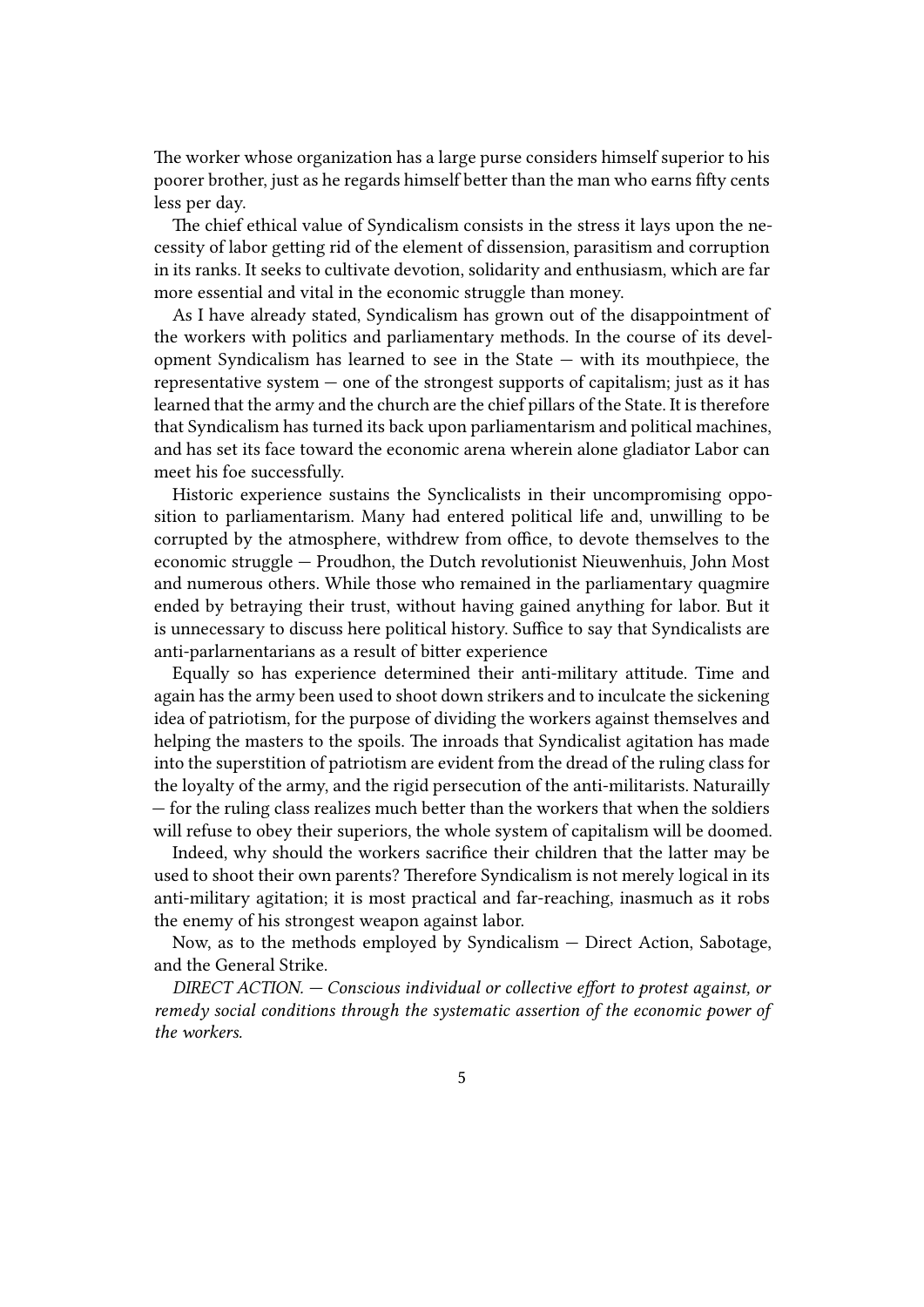The worker whose organization has a large purse considers himself superior to his poorer brother, just as he regards himself better than the man who earns fifty cents less per day.

The chief ethical value of Syndicalism consists in the stress it lays upon the necessity of labor getting rid of the element of dissension, parasitism and corruption in its ranks. It seeks to cultivate devotion, solidarity and enthusiasm, which are far more essential and vital in the economic struggle than money.

As I have already stated, Syndicalism has grown out of the disappointment of the workers with politics and parliamentary methods. In the course of its development Syndicalism has learned to see in the State — with its mouthpiece, the representative system — one of the strongest supports of capitalism; just as it has learned that the army and the church are the chief pillars of the State. It is therefore that Syndicalism has turned its back upon parliamentarism and political machines, and has set its face toward the economic arena wherein alone gladiator Labor can meet his foe successfully.

Historic experience sustains the Synclicalists in their uncompromising opposition to parliamentarism. Many had entered political life and, unwilling to be corrupted by the atmosphere, withdrew from office, to devote themselves to the economic struggle — Proudhon, the Dutch revolutionist Nieuwenhuis, John Most and numerous others. While those who remained in the parliamentary quagmire ended by betraying their trust, without having gained anything for labor. But it is unnecessary to discuss here political history. Suffice to say that Syndicalists are anti-parlarnentarians as a result of bitter experience

Equally so has experience determined their anti-military attitude. Time and again has the army been used to shoot down strikers and to inculcate the sickening idea of patriotism, for the purpose of dividing the workers against themselves and helping the masters to the spoils. The inroads that Syndicalist agitation has made into the superstition of patriotism are evident from the dread of the ruling class for the loyalty of the army, and the rigid persecution of the anti-militarists. Naturailly — for the ruling class realizes much better than the workers that when the soldiers will refuse to obey their superiors, the whole system of capitalism will be doomed.

Indeed, why should the workers sacrifice their children that the latter may be used to shoot their own parents? Therefore Syndicalism is not merely logical in its anti-military agitation; it is most practical and far-reaching, inasmuch as it robs the enemy of his strongest weapon against labor.

Now, as to the methods employed by Syndicalism — Direct Action, Sabotage, and the General Strike.

*DIRECT ACTION. — Conscious individual or collective effort to protest against, or remedy social conditions through the systematic assertion of the economic power of the workers.*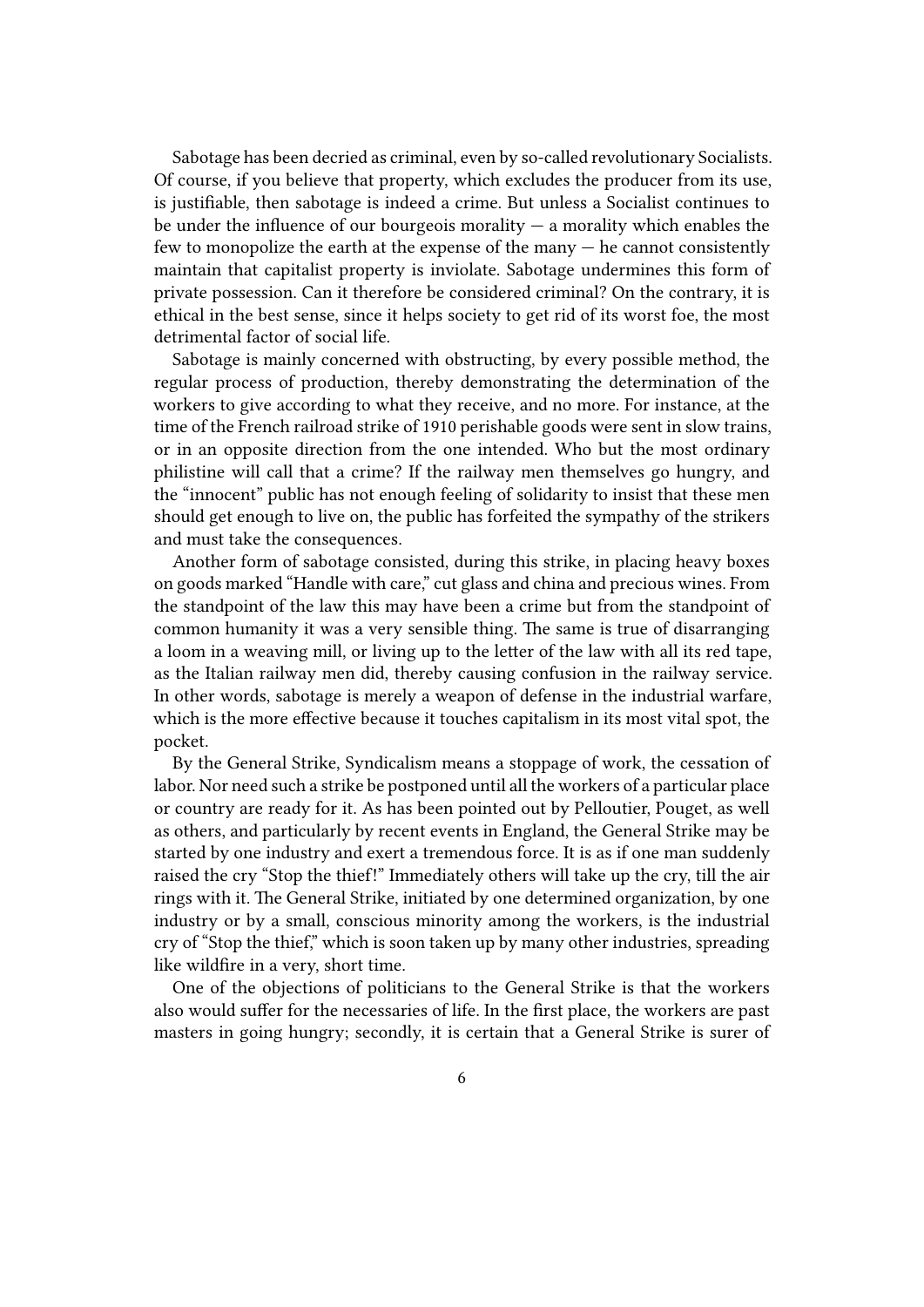Sabotage has been decried as criminal, even by so-called revolutionary Socialists. Of course, if you believe that property, which excludes the producer from its use, is justifiable, then sabotage is indeed a crime. But unless a Socialist continues to be under the influence of our bourgeois morality — a morality which enables the few to monopolize the earth at the expense of the many — he cannot consistently maintain that capitalist property is inviolate. Sabotage undermines this form of private possession. Can it therefore be considered criminal? On the contrary, it is ethical in the best sense, since it helps society to get rid of its worst foe, the most detrimental factor of social life.

Sabotage is mainly concerned with obstructing, by every possible method, the regular process of production, thereby demonstrating the determination of the workers to give according to what they receive, and no more. For instance, at the time of the French railroad strike of 1910 perishable goods were sent in slow trains, or in an opposite direction from the one intended. Who but the most ordinary philistine will call that a crime? If the railway men themselves go hungry, and the "innocent" public has not enough feeling of solidarity to insist that these men should get enough to live on, the public has forfeited the sympathy of the strikers and must take the consequences.

Another form of sabotage consisted, during this strike, in placing heavy boxes on goods marked "Handle with care," cut glass and china and precious wines. From the standpoint of the law this may have been a crime but from the standpoint of common humanity it was a very sensible thing. The same is true of disarranging a loom in a weaving mill, or living up to the letter of the law with all its red tape, as the Italian railway men did, thereby causing confusion in the railway service. In other words, sabotage is merely a weapon of defense in the industrial warfare, which is the more effective because it touches capitalism in its most vital spot, the pocket.

By the General Strike, Syndicalism means a stoppage of work, the cessation of labor. Nor need such a strike be postponed until all the workers of a particular place or country are ready for it. As has been pointed out by Pelloutier, Pouget, as well as others, and particularly by recent events in England, the General Strike may be started by one industry and exert a tremendous force. It is as if one man suddenly raised the cry "Stop the thief!" Immediately others will take up the cry, till the air rings with it. The General Strike, initiated by one determined organization, by one industry or by a small, conscious minority among the workers, is the industrial cry of "Stop the thief," which is soon taken up by many other industries, spreading like wildfire in a very, short time.

One of the objections of politicians to the General Strike is that the workers also would suffer for the necessaries of life. In the first place, the workers are past masters in going hungry; secondly, it is certain that a General Strike is surer of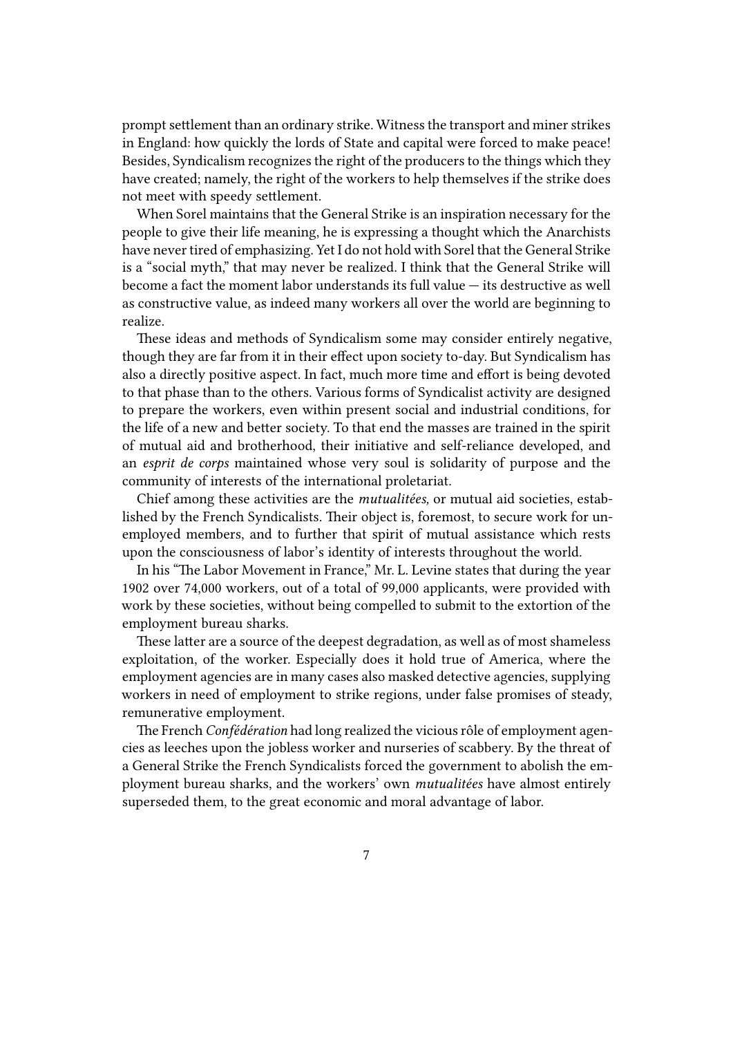prompt settlement than an ordinary strike. Witness the transport and miner strikes in England: how quickly the lords of State and capital were forced to make peace! Besides, Syndicalism recognizes the right of the producers to the things which they have created; namely, the right of the workers to help themselves if the strike does not meet with speedy settlement.

When Sorel maintains that the General Strike is an inspiration necessary for the people to give their life meaning, he is expressing a thought which the Anarchists have never tired of emphasizing. Yet I do not hold with Sorel that the General Strike is a "social myth," that may never be realized. I think that the General Strike will become a fact the moment labor understands its full value — its destructive as well as constructive value, as indeed many workers all over the world are beginning to realize.

These ideas and methods of Syndicalism some may consider entirely negative, though they are far from it in their effect upon society to-day. But Syndicalism has also a directly positive aspect. In fact, much more time and effort is being devoted to that phase than to the others. Various forms of Syndicalist activity are designed to prepare the workers, even within present social and industrial conditions, for the life of a new and better society. To that end the masses are trained in the spirit of mutual aid and brotherhood, their initiative and self-reliance developed, and an *esprit de corps* maintained whose very soul is solidarity of purpose and the community of interests of the international proletariat.

Chief among these activities are the *mutualitées,* or mutual aid societies, established by the French Syndicalists. Their object is, foremost, to secure work for unemployed members, and to further that spirit of mutual assistance which rests upon the consciousness of labor's identity of interests throughout the world.

In his "The Labor Movement in France," Mr. L. Levine states that during the year 1902 over 74,000 workers, out of a total of 99,000 applicants, were provided with work by these societies, without being compelled to submit to the extortion of the employment bureau sharks.

These latter are a source of the deepest degradation, as well as of most shameless exploitation, of the worker. Especially does it hold true of America, where the employment agencies are in many cases also masked detective agencies, supplying workers in need of employment to strike regions, under false promises of steady, remunerative employment.

The French *Confédération* had long realized the vicious rôle of employment agencies as leeches upon the jobless worker and nurseries of scabbery. By the threat of a General Strike the French Syndicalists forced the government to abolish the employment bureau sharks, and the workers' own *mutualitées* have almost entirely superseded them, to the great economic and moral advantage of labor.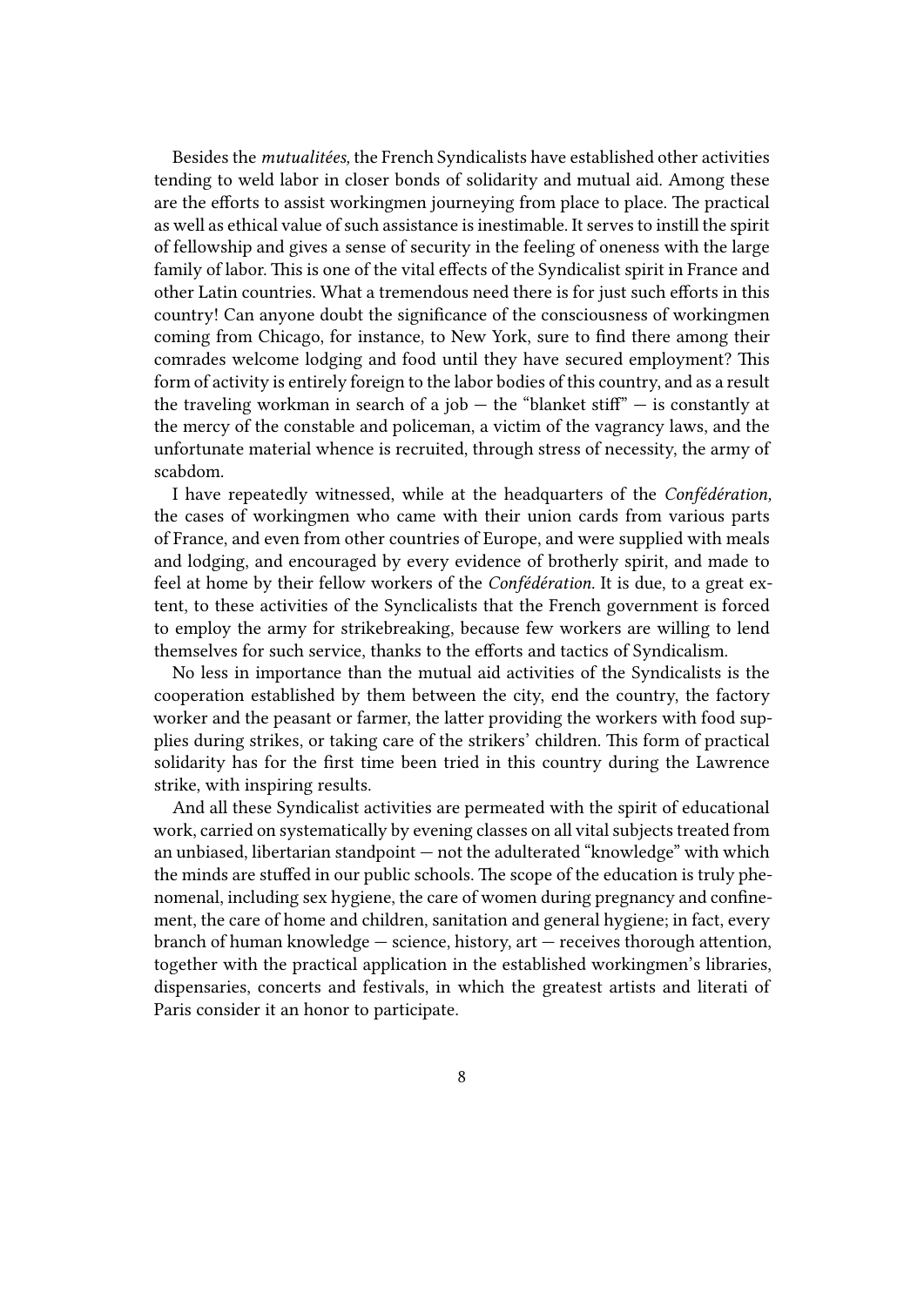Besides the *mutualitées,* the French Syndicalists have established other activities tending to weld labor in closer bonds of solidarity and mutual aid. Among these are the efforts to assist workingmen journeying from place to place. The practical as well as ethical value of such assistance is inestimable. It serves to instill the spirit of fellowship and gives a sense of security in the feeling of oneness with the large family of labor. This is one of the vital effects of the Syndicalist spirit in France and other Latin countries. What a tremendous need there is for just such efforts in this country! Can anyone doubt the significance of the consciousness of workingmen coming from Chicago, for instance, to New York, sure to find there among their comrades welcome lodging and food until they have secured employment? This form of activity is entirely foreign to the labor bodies of this country, and as a result the traveling workman in search of a job — the "blanket stiff" — is constantly at the mercy of the constable and policeman, a victim of the vagrancy laws, and the unfortunate material whence is recruited, through stress of necessity, the army of scabdom.

I have repeatedly witnessed, while at the headquarters of the *Confédération,* the cases of workingmen who came with their union cards from various parts of France, and even from other countries of Europe, and were supplied with meals and lodging, and encouraged by every evidence of brotherly spirit, and made to feel at home by their fellow workers of the *Confédération.* It is due, to a great extent, to these activities of the Synclicalists that the French government is forced to employ the army for strikebreaking, because few workers are willing to lend themselves for such service, thanks to the efforts and tactics of Syndicalism.

No less in importance than the mutual aid activities of the Syndicalists is the cooperation established by them between the city, end the country, the factory worker and the peasant or farmer, the latter providing the workers with food supplies during strikes, or taking care of the strikers' children. This form of practical solidarity has for the first time been tried in this country during the Lawrence strike, with inspiring results.

And all these Syndicalist activities are permeated with the spirit of educational work, carried on systematically by evening classes on all vital subjects treated from an unbiased, libertarian standpoint — not the adulterated "knowledge" with which the minds are stuffed in our public schools. The scope of the education is truly phenomenal, including sex hygiene, the care of women during pregnancy and confinement, the care of home and children, sanitation and general hygiene; in fact, every branch of human knowledge — science, history, art — receives thorough attention, together with the practical application in the established workingmen's libraries, dispensaries, concerts and festivals, in which the greatest artists and literati of Paris consider it an honor to participate.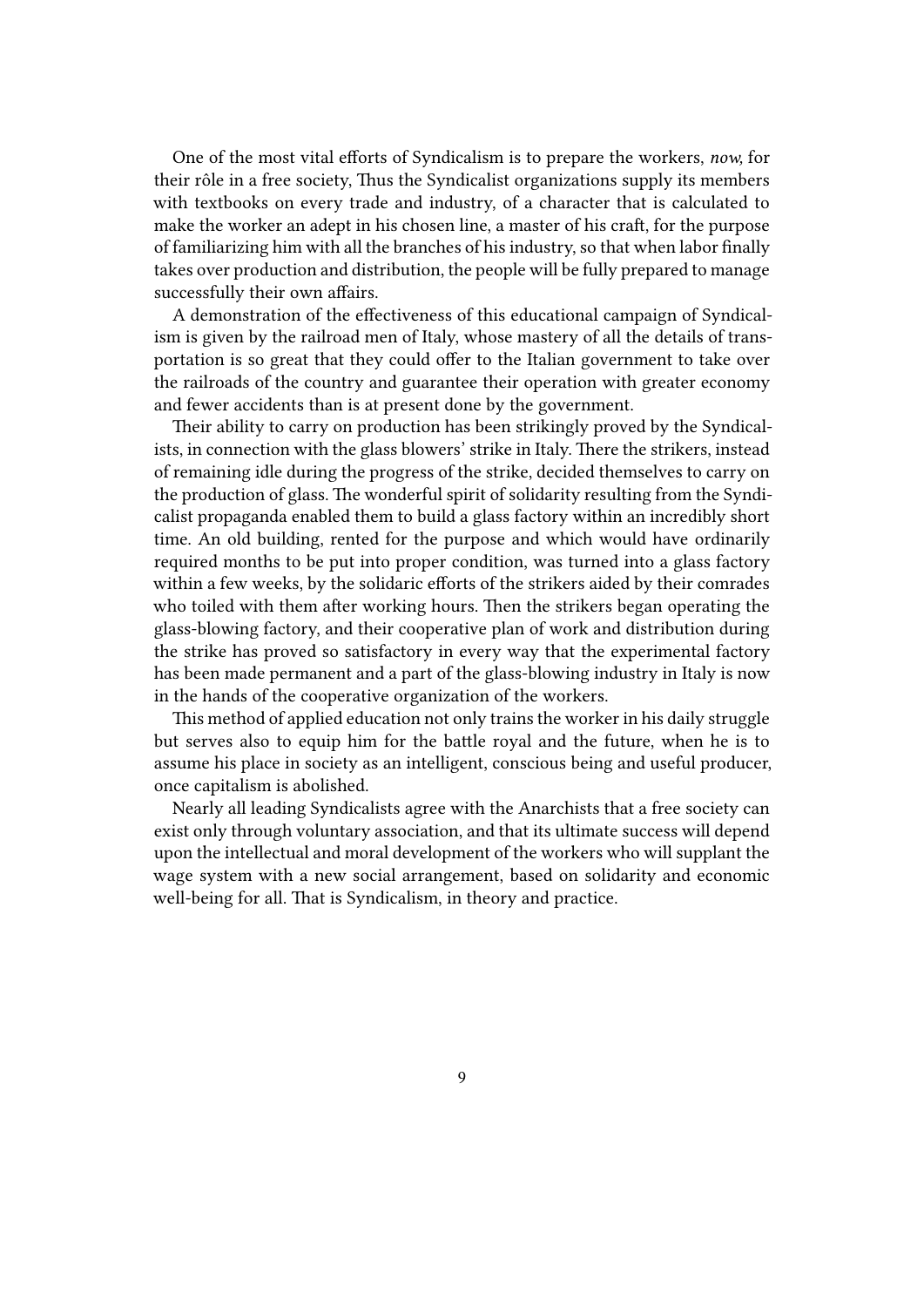One of the most vital efforts of Syndicalism is to prepare the workers, *now,* for their rôle in a free society, Thus the Syndicalist organizations supply its members with textbooks on every trade and industry, of a character that is calculated to make the worker an adept in his chosen line, a master of his craft, for the purpose of familiarizing him with all the branches of his industry, so that when labor finally takes over production and distribution, the people will be fully prepared to manage successfully their own affairs.

A demonstration of the effectiveness of this educational campaign of Syndicalism is given by the railroad men of Italy, whose mastery of all the details of transportation is so great that they could offer to the Italian government to take over the railroads of the country and guarantee their operation with greater economy and fewer accidents than is at present done by the government.

Their ability to carry on production has been strikingly proved by the Syndicalists, in connection with the glass blowers' strike in Italy. There the strikers, instead of remaining idle during the progress of the strike, decided themselves to carry on the production of glass. The wonderful spirit of solidarity resulting from the Syndicalist propaganda enabled them to build a glass factory within an incredibly short time. An old building, rented for the purpose and which would have ordinarily required months to be put into proper condition, was turned into a glass factory within a few weeks, by the solidaric efforts of the strikers aided by their comrades who toiled with them after working hours. Then the strikers began operating the glass-blowing factory, and their cooperative plan of work and distribution during the strike has proved so satisfactory in every way that the experimental factory has been made permanent and a part of the glass-blowing industry in Italy is now in the hands of the cooperative organization of the workers.

This method of applied education not only trains the worker in his daily struggle but serves also to equip him for the battle royal and the future, when he is to assume his place in society as an intelligent, conscious being and useful producer, once capitalism is abolished.

Nearly all leading Syndicalists agree with the Anarchists that a free society can exist only through voluntary association, and that its ultimate success will depend upon the intellectual and moral development of the workers who will supplant the wage system with a new social arrangement, based on solidarity and economic well-being for all. That is Syndicalism, in theory and practice.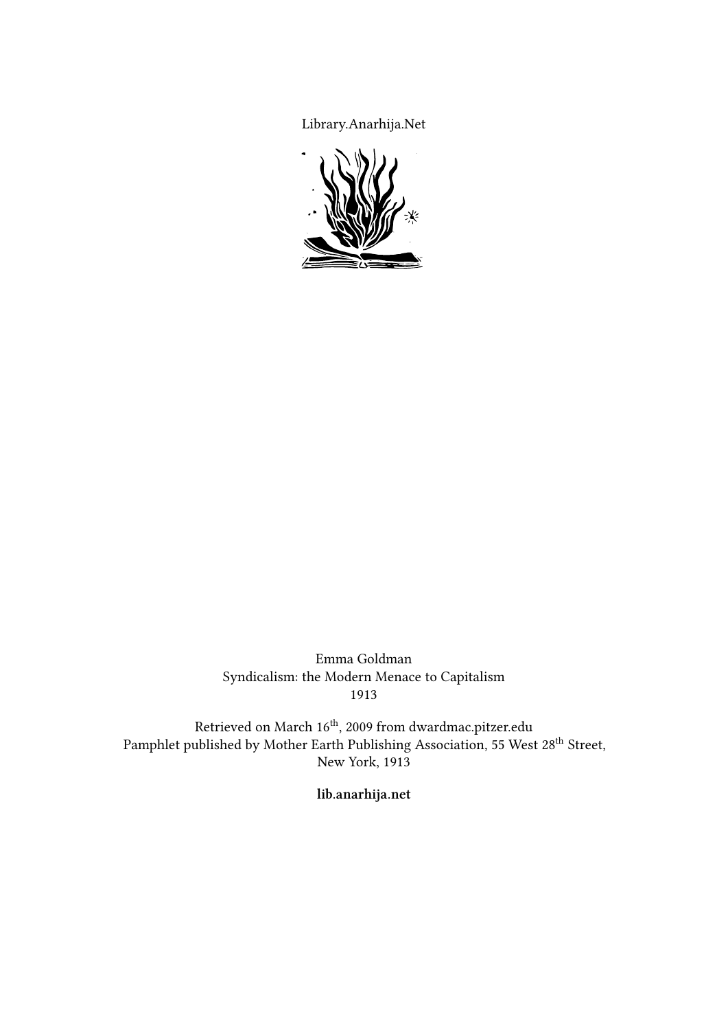Library.Anarhija.Net

Emma Goldman
Syndicalism: the Modern Menace to Capitalism
1913

Retrieved on March 16th, 2009 from dwardmac.pitzer.edu
Pamphlet published by Mother Earth Publishing Association, 55 West 28th Street, New York, 1913

**lib.anarhija.net**